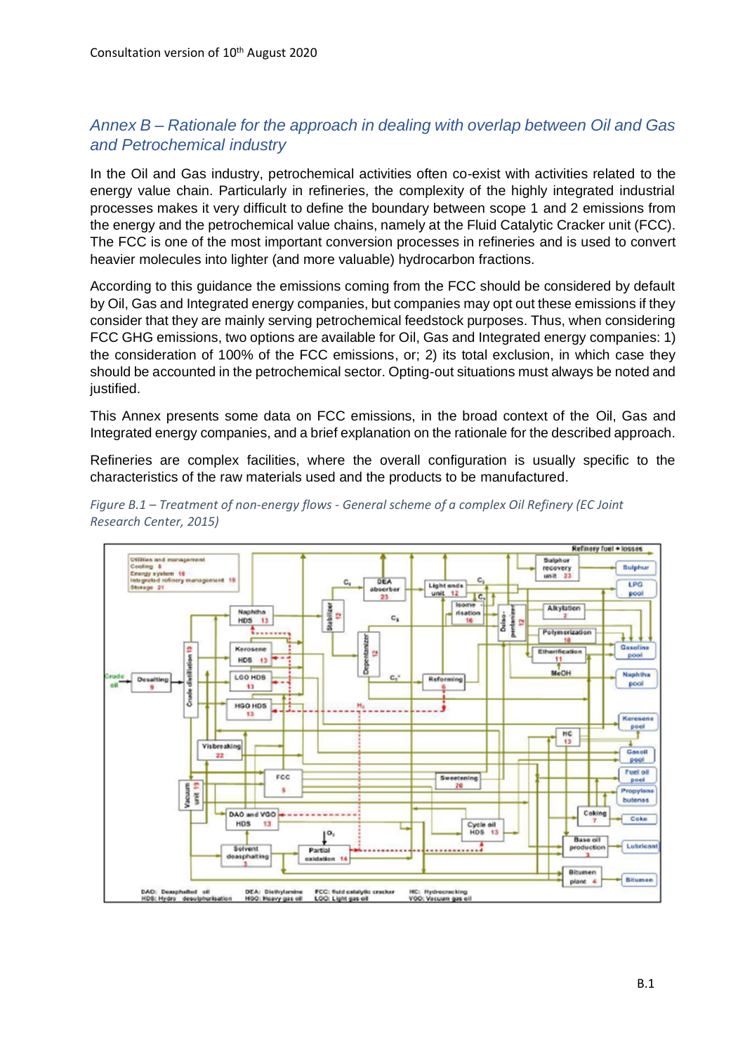## *Annex B – Rationale for the approach in dealing with overlap between Oil and Gas and Petrochemical industry*

In the Oil and Gas industry, petrochemical activities often co-exist with activities related to the energy value chain. Particularly in refineries, the complexity of the highly integrated industrial processes makes it very difficult to define the boundary between scope 1 and 2 emissions from the energy and the petrochemical value chains, namely at the Fluid Catalytic Cracker unit (FCC). The FCC is one of the most important conversion processes in refineries and is used to convert heavier molecules into lighter (and more valuable) hydrocarbon fractions.

According to this guidance the emissions coming from the FCC should be considered by default by Oil, Gas and Integrated energy companies, but companies may opt out these emissions if they consider that they are mainly serving petrochemical feedstock purposes. Thus, when considering FCC GHG emissions, two options are available for Oil, Gas and Integrated energy companies: 1) the consideration of 100% of the FCC emissions, or; 2) its total exclusion, in which case they should be accounted in the petrochemical sector. Opting-out situations must always be noted and justified.

This Annex presents some data on FCC emissions, in the broad context of the Oil, Gas and Integrated energy companies, and a brief explanation on the rationale for the described approach.

Refineries are complex facilities, where the overall configuration is usually specific to the characteristics of the raw materials used and the products to be manufactured.

*Figure B.1 – Treatment of non-energy flows - General scheme of a complex Oil Refinery (EC Joint Research Center, 2015)*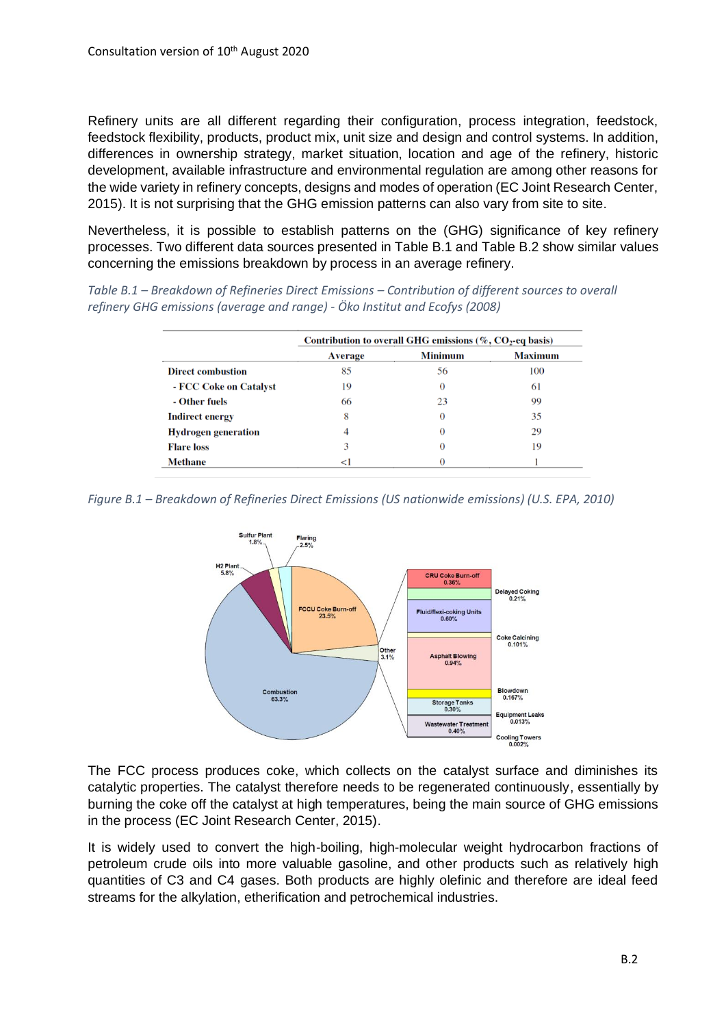Refinery units are all different regarding their configuration, process integration, feedstock, feedstock flexibility, products, product mix, unit size and design and control systems. In addition, differences in ownership strategy, market situation, location and age of the refinery, historic development, available infrastructure and environmental regulation are among other reasons for the wide variety in refinery concepts, designs and modes of operation (EC Joint Research Center, 2015). It is not surprising that the GHG emission patterns can also vary from site to site.

Nevertheless, it is possible to establish patterns on the (GHG) significance of key refinery processes. Two different data sources presented in Table B.1 and Table B.2 show similar values concerning the emissions breakdown by process in an average refinery.

*Table B.1 – Breakdown of Refineries Direct Emissions – Contribution of different sources to overall refinery GHG emissions (average and range) - Öko Institut and Ecofys (2008)*

| | Contribution to overall GHG emissions (%, $CO_2$-eq basis) | | |
|---|---|---|---|
| | **Average** | **Minimum** | **Maximum** |
| **Direct combustion** | 85 | 56 | 100 |
| **- FCC Coke on Catalyst** | 19 | 0 | 61 |
| **- Other fuels** | 66 | 23 | 99 |
| **Indirect energy** | 8 | 0 | 35 |
| **Hydrogen generation** | 4 | 0 | 29 |
| **Flare loss** | 3 | 0 | 19 |
| **Methane** | <1 | 0 | 1 |

*Figure B.1 – Breakdown of Refineries Direct Emissions (US nationwide emissions) (U.S. EPA, 2010)*

The FCC process produces coke, which collects on the catalyst surface and diminishes its catalytic properties. The catalyst therefore needs to be regenerated continuously, essentially by burning the coke off the catalyst at high temperatures, being the main source of GHG emissions in the process (EC Joint Research Center, 2015).

It is widely used to convert the high-boiling, high-molecular weight hydrocarbon fractions of petroleum crude oils into more valuable gasoline, and other products such as relatively high quantities of C3 and C4 gases. Both products are highly olefinic and therefore are ideal feed streams for the alkylation, etherification and petrochemical industries.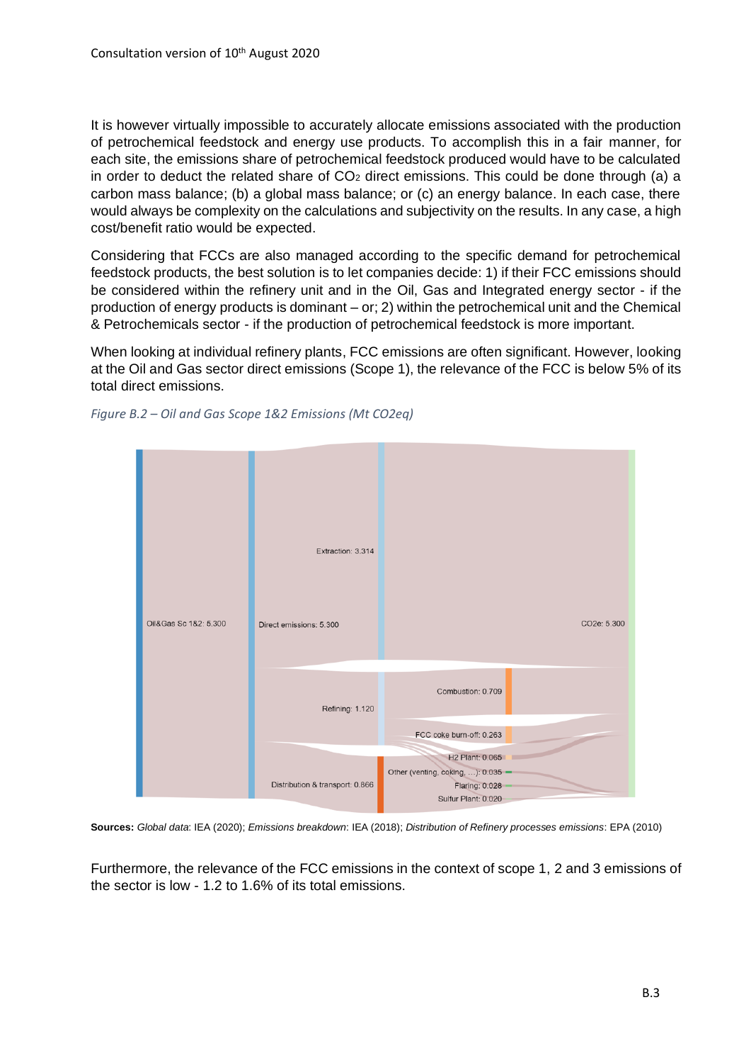It is however virtually impossible to accurately allocate emissions associated with the production of petrochemical feedstock and energy use products. To accomplish this in a fair manner, for each site, the emissions share of petrochemical feedstock produced would have to be calculated in order to deduct the related share of $CO_2$ direct emissions. This could be done through (a) a carbon mass balance; (b) a global mass balance; or (c) an energy balance. In each case, there would always be complexity on the calculations and subjectivity on the results. In any case, a high cost/benefit ratio would be expected.

Considering that FCCs are also managed according to the specific demand for petrochemical feedstock products, the best solution is to let companies decide: 1) if their FCC emissions should be considered within the refinery unit and in the Oil, Gas and Integrated energy sector - if the production of energy products is dominant – or; 2) within the petrochemical unit and the Chemical & Petrochemicals sector - if the production of petrochemical feedstock is more important.

When looking at individual refinery plants, FCC emissions are often significant. However, looking at the Oil and Gas sector direct emissions (Scope 1), the relevance of the FCC is below 5% of its total direct emissions.

*Figure B.2 – Oil and Gas Scope 1&2 Emissions (Mt CO2eq)*

Oil&Gas Sc 1&2: 5.300

Direct emissions: 5.300

Extraction: 3.314

Refining: 1.120

Distribution & transport: 0.866

Combustion: 0.709

FCC coke burn-off: 0.263

H2 Plant: 0.065

Other (venting, coking, ...): 0.035

Flaring: 0.028

Sulfur Plant: 0.020

CO2e: 5.300

**Sources:** *Global data*: IEA (2020); *Emissions breakdown*: IEA (2018); *Distribution of Refinery processes emissions*: EPA (2010)

Furthermore, the relevance of the FCC emissions in the context of scope 1, 2 and 3 emissions of the sector is low - 1.2 to 1.6% of its total emissions.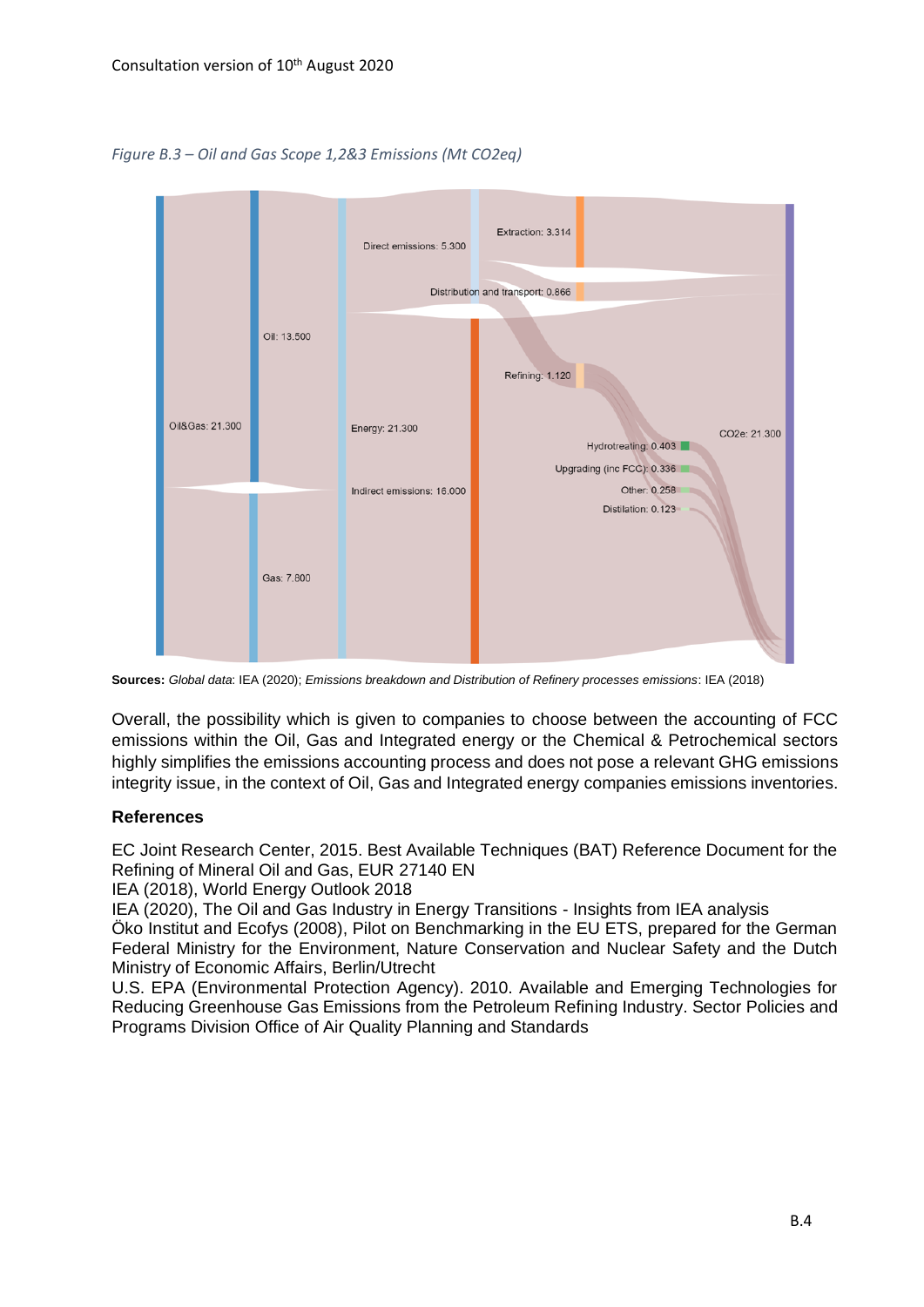*Figure B.3 – Oil and Gas Scope 1,2&3 Emissions (Mt CO2eq)*

Oil&Gas: 21.300

Oil: 13.500

Gas: 7.800

Energy: 21.300

Direct emissions: 5.300

Indirect emissions: 16.000

Extraction: 3.314

Distribution and transport: 0.866

Refining: 1.120

Hydrotreating: 0.403

Upgrading (inc FCC): 0.336

Other: 0.258

Distilation: 0.123

CO2e: 21.300

**Sources:** *Global data*: IEA (2020); *Emissions breakdown and Distribution of Refinery processes emissions*: IEA (2018)

Overall, the possibility which is given to companies to choose between the accounting of FCC emissions within the Oil, Gas and Integrated energy or the Chemical & Petrochemical sectors highly simplifies the emissions accounting process and does not pose a relevant GHG emissions integrity issue, in the context of Oil, Gas and Integrated energy companies emissions inventories.

## References

EC Joint Research Center, 2015. Best Available Techniques (BAT) Reference Document for the Refining of Mineral Oil and Gas, EUR 27140 EN

IEA (2018), World Energy Outlook 2018

IEA (2020), The Oil and Gas Industry in Energy Transitions - Insights from IEA analysis

Öko Institut and Ecofys (2008), Pilot on Benchmarking in the EU ETS, prepared for the German Federal Ministry for the Environment, Nature Conservation and Nuclear Safety and the Dutch Ministry of Economic Affairs, Berlin/Utrecht

U.S. EPA (Environmental Protection Agency). 2010. Available and Emerging Technologies for Reducing Greenhouse Gas Emissions from the Petroleum Refining Industry. Sector Policies and Programs Division Office of Air Quality Planning and Standards